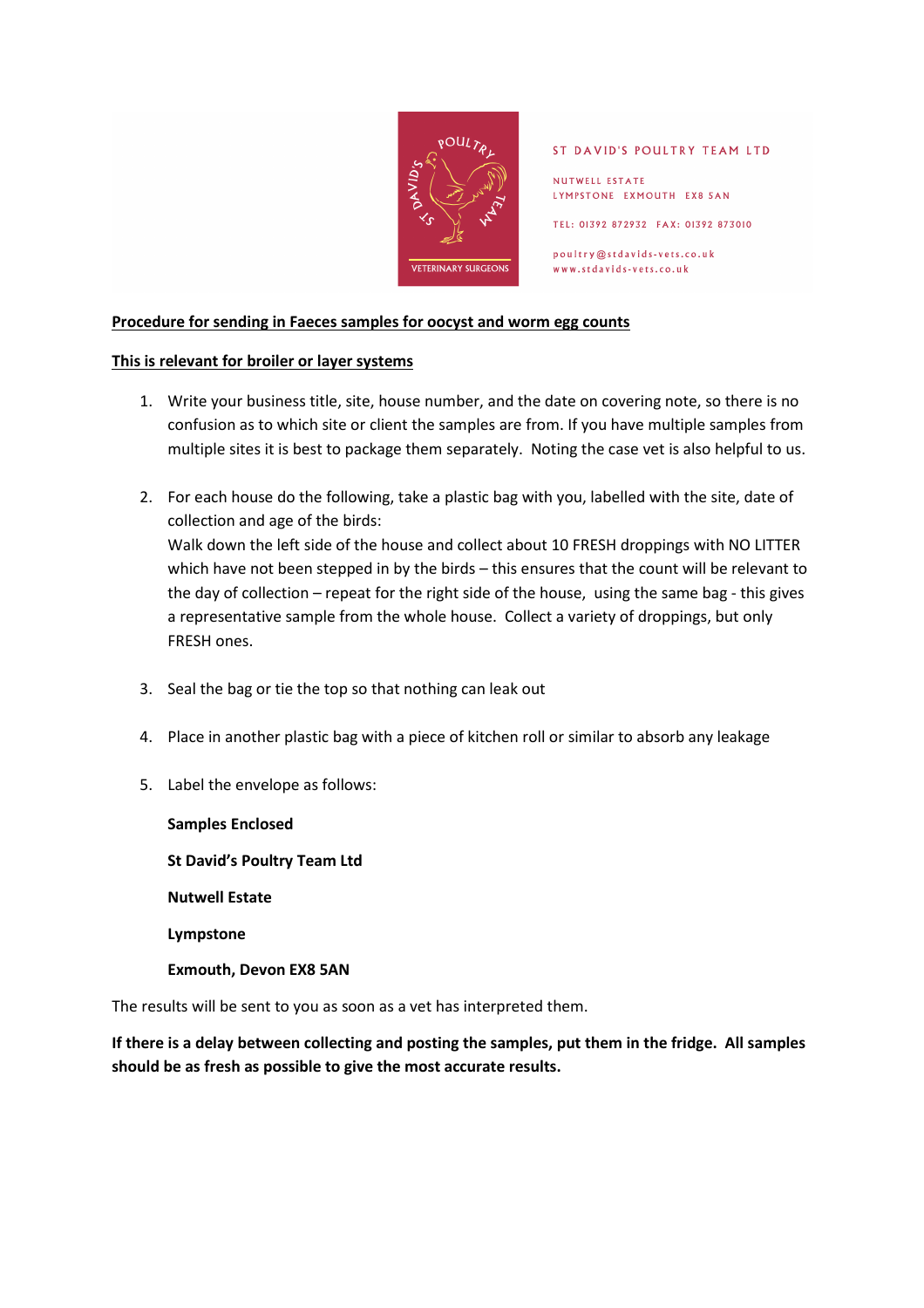ST DAVID'S POULTRY TEAM LTD

NUTWELL ESTATE
LYMPSTONE EXMOUTH EX8 5AN

TEL: 01392 872932 FAX: 01392 873010

poultry@stdavids-vets.co.uk
www.stdavids-vets.co.uk

**Procedure for sending in Faeces samples for oocyst and worm egg counts**

**This is relevant for broiler or layer systems**

1. Write your business title, site, house number, and the date on covering note, so there is no confusion as to which site or client the samples are from. If you have multiple samples from multiple sites it is best to package them separately. Noting the case vet is also helpful to us.

2. For each house do the following, take a plastic bag with you, labelled with the site, date of collection and age of the birds:
   Walk down the left side of the house and collect about 10 FRESH droppings with NO LITTER which have not been stepped in by the birds – this ensures that the count will be relevant to the day of collection – repeat for the right side of the house, using the same bag - this gives a representative sample from the whole house. Collect a variety of droppings, but only FRESH ones.

3. Seal the bag or tie the top so that nothing can leak out

4. Place in another plastic bag with a piece of kitchen roll or similar to absorb any leakage

5. Label the envelope as follows:

   **Samples Enclosed**

   **St David's Poultry Team Ltd**

   **Nutwell Estate**

   **Lympstone**

   **Exmouth, Devon EX8 5AN**

The results will be sent to you as soon as a vet has interpreted them.

**If there is a delay between collecting and posting the samples, put them in the fridge. All samples should be as fresh as possible to give the most accurate results.**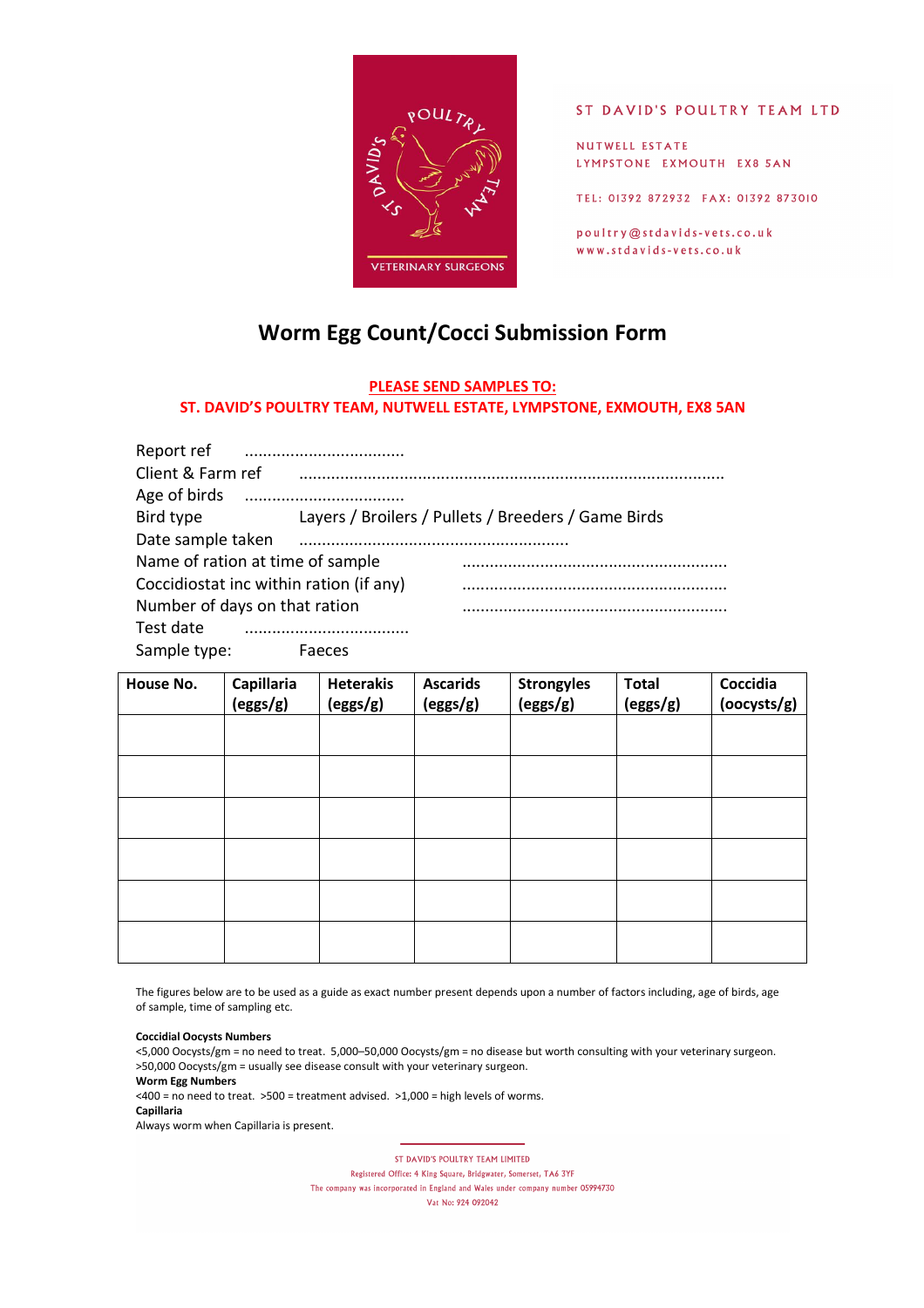ST DAVID'S POULTRY TEAM LTD

NUTWELL ESTATE
LYMPSTONE EXMOUTH EX8 5AN

TEL: 01392 872932 FAX: 01392 873010

poultry@stdavids-vets.co.uk
www.stdavids-vets.co.uk

# Worm Egg Count/Cocci Submission Form

**PLEASE SEND SAMPLES TO:**
**ST. DAVID'S POULTRY TEAM, NUTWELL ESTATE, LYMPSTONE, EXMOUTH, EX8 5AN**

Report ref ...................................
Client & Farm ref ..........................................................................................
Age of birds ...................................
Bird type Layers / Broilers / Pullets / Breeders / Game Birds
Date sample taken ..........................................................
Name of ration at time of sample ..........................................................
Coccidiostat inc within ration (if any) ..........................................................
Number of days on that ration ..........................................................
Test date ....................................
Sample type: Faeces

| House No. | Capillaria (eggs/g) | Heterakis (eggs/g) | Ascarids (eggs/g) | Strongyles (eggs/g) | Total (eggs/g) | Coccidia (oocysts/g) |
|---|---|---|---|---|---|---|
| | | | | | | |
| | | | | | | |
| | | | | | | |
| | | | | | | |
| | | | | | | |
| | | | | | | |

The figures below are to be used as a guide as exact number present depends upon a number of factors including, age of birds, age of sample, time of sampling etc.

**Coccidial Oocysts Numbers**
<5,000 Oocysts/gm = no need to treat. 5,000–50,000 Oocysts/gm = no disease but worth consulting with your veterinary surgeon.
>50,000 Oocysts/gm = usually see disease consult with your veterinary surgeon.
**Worm Egg Numbers**
<400 = no need to treat. >500 = treatment advised. >1,000 = high levels of worms.
**Capillaria**
Always worm when Capillaria is present.

ST DAVID'S POULTRY TEAM LIMITED
Registered Office: 4 King Square, Bridgwater, Somerset, TA6 3YF
The company was incorporated in England and Wales under company number 05994730
Vat No: 924 092042